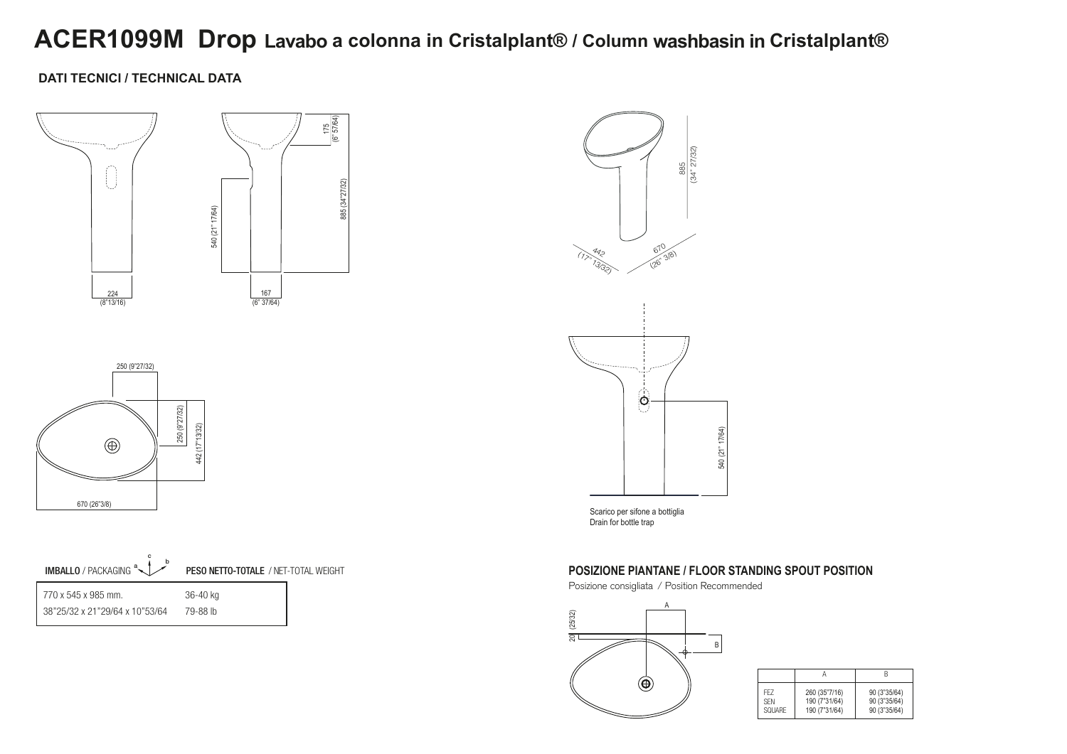# ACER1099M Drop Lavabo a colonna in Cristalplant® / Column washbasin in Cristalplant®

## DATI TECNICI / TECHNICAL DATA

175 (6" 57/64)

885 (34"27/32)

540 (21" 17/64)

224 (8"13/16)

167 (6" 37/64)

885 (34" 27/32)

442 (17" 13/32)

670 (26" 3/8)

250 (9"27/32)

250 (9"27/32)

442 (17"13/32)

670 (26"3/8)

540 (21" 17/64)

Scarico per sifone a bottiglia
Drain for bottle trap

| **IMBALLO** / PACKAGING | **PESO NETTO-TOTALE** / NET-TOTAL WEIGHT |
|---|---|
| 770 x 545 x 985 mm. | 36-40 kg |
| 38"25/32 x 21"29/64 x 10"53/64 | 79-88 lb |

### POSIZIONE PIANTANE / FLOOR STANDING SPOUT POSITION

Posizione consigliata / Position Recommended

20 (25/32)

|  | A | B |
|---|---|---|
| FEZ | 260 (35"7/16) | 90 (3"35/64) |
| SEN | 190 (7"31/64) | 90 (3"35/64) |
| SQUARE | 190 (7"31/64) | 90 (3"35/64) |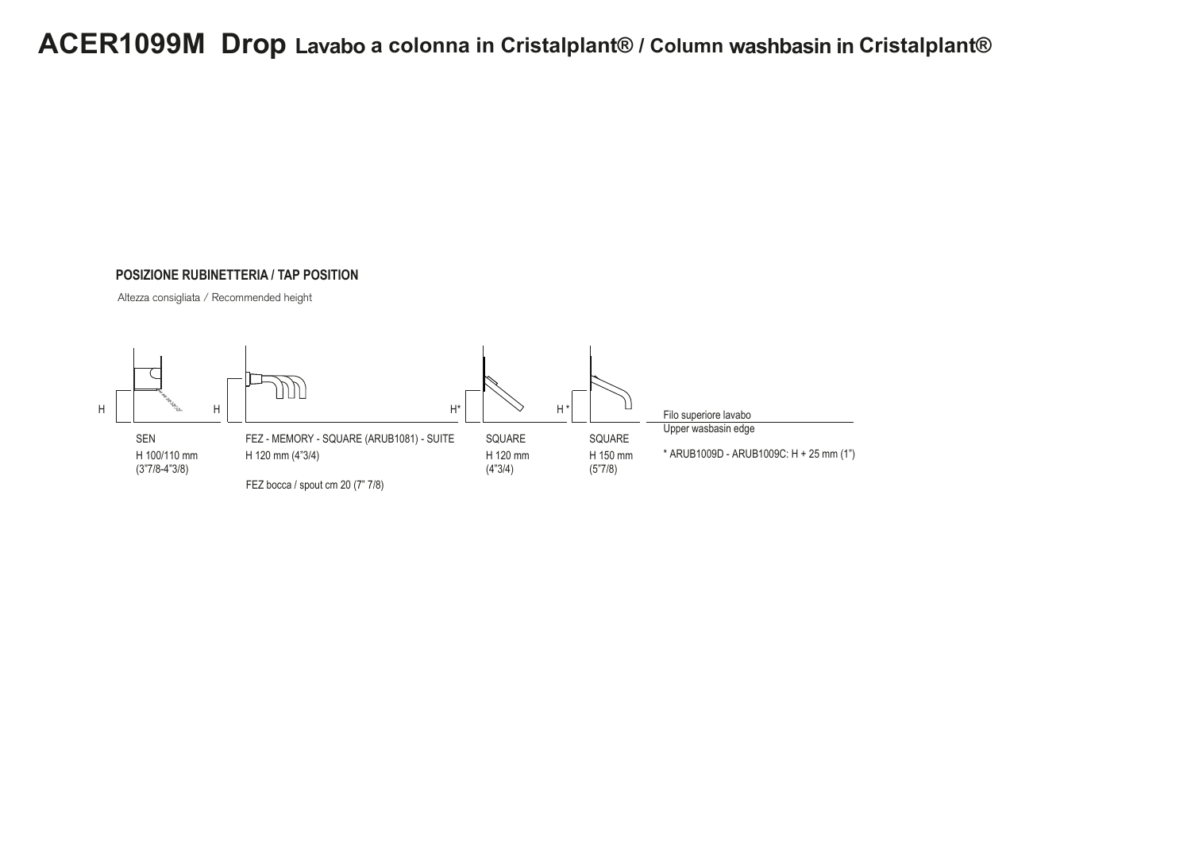# ACER1099M Drop Lavabo a colonna in Cristalplant® / Column washbasin in Cristalplant®

**POSIZIONE RUBINETTERIA / TAP POSITION**

Altezza consigliata / Recommended height

H

SEN
H 100/110 mm
(3"7/8-4"3/8)

H

FEZ - MEMORY - SQUARE (ARUB1081) - SUITE
H 120 mm (4"3/4)

FEZ bocca / spout cm 20 (7" 7/8)

H*

SQUARE
H 120 mm
(4"3/4)

H *

SQUARE
H 150 mm
(5"7/8)

Filo superiore lavabo
Upper wasbasin edge

* ARUB1009D - ARUB1009C: H + 25 mm (1")